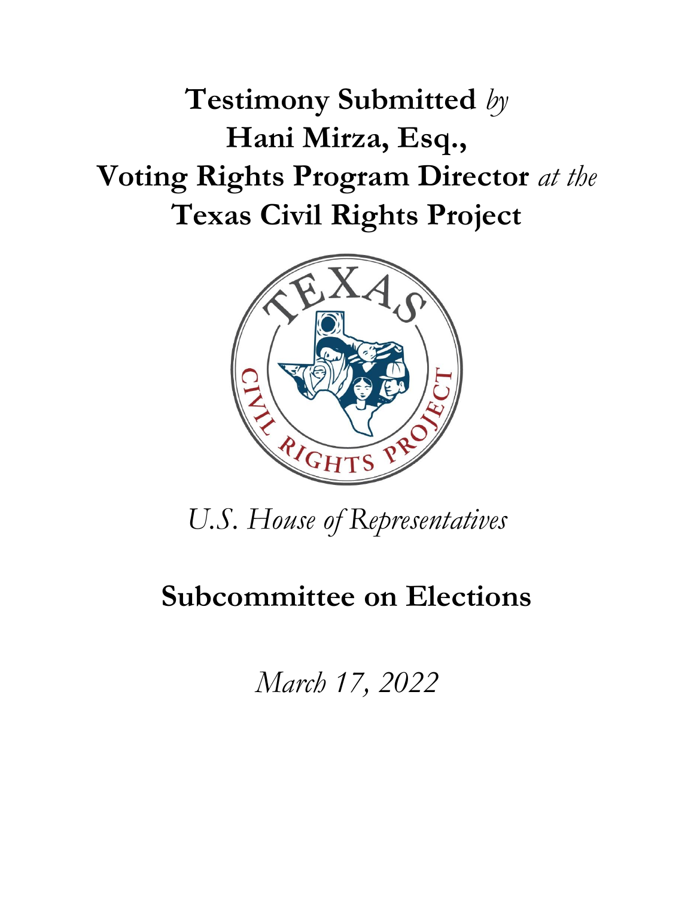# **Testimony Submitted** *by* **Hani Mirza, Esq., Voting Rights Program Director** *at the* **Texas Civil Rights Project**

*U.S. House of Representatives*

## **Subcommittee on Elections**

*March 17, 2022*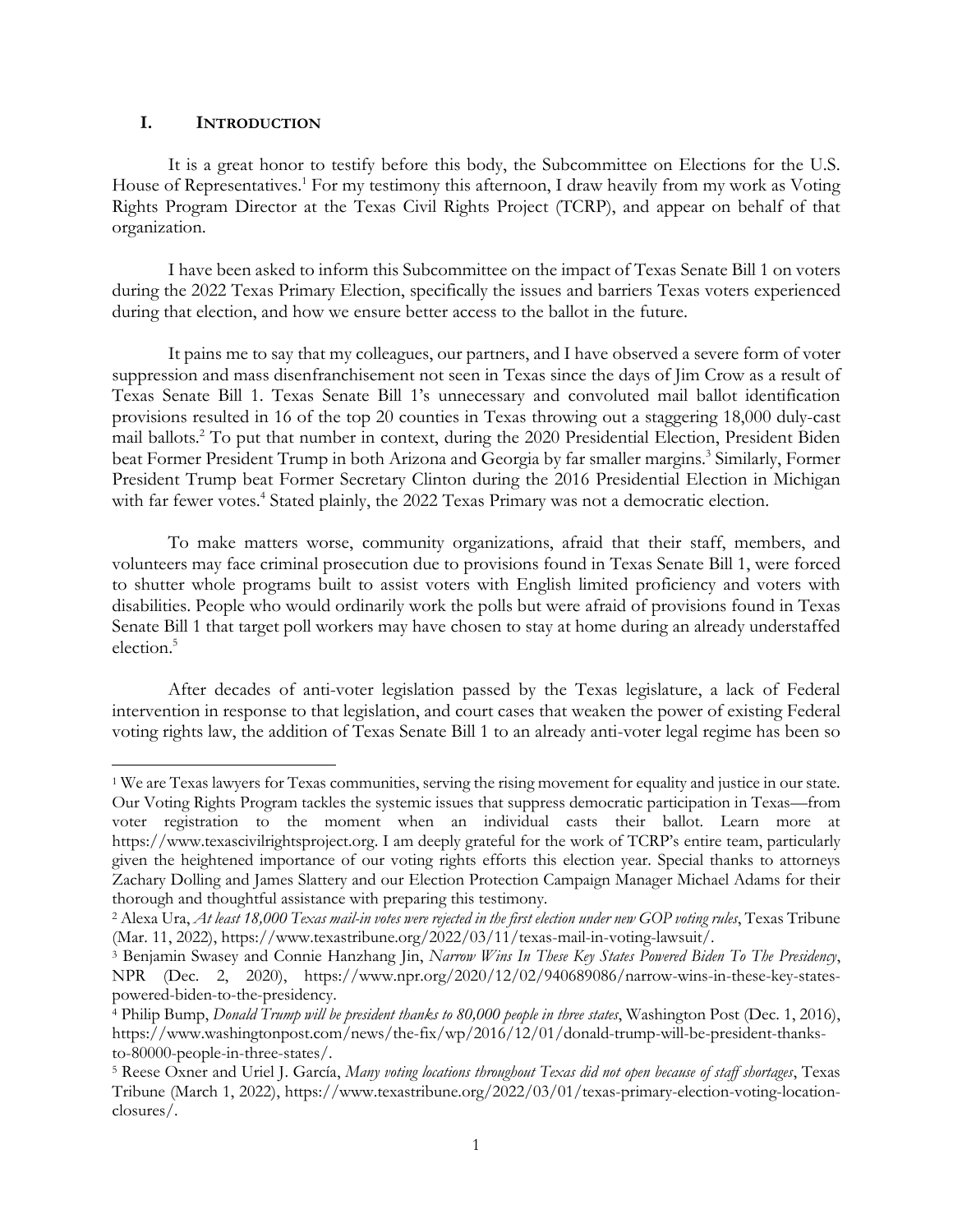## I. INTRODUCTION

It is a great honor to testify before this body, the Subcommittee on Elections for the U.S. House of Representatives.[1] For my testimony this afternoon, I draw heavily from my work as Voting Rights Program Director at the Texas Civil Rights Project (TCRP), and appear on behalf of that organization.

I have been asked to inform this Subcommittee on the impact of Texas Senate Bill 1 on voters during the 2022 Texas Primary Election, specifically the issues and barriers Texas voters experienced during that election, and how we ensure better access to the ballot in the future.

It pains me to say that my colleagues, our partners, and I have observed a severe form of voter suppression and mass disenfranchisement not seen in Texas since the days of Jim Crow as a result of Texas Senate Bill 1. Texas Senate Bill 1's unnecessary and convoluted mail ballot identification provisions resulted in 16 of the top 20 counties in Texas throwing out a staggering 18,000 duly-cast mail ballots.[2] To put that number in context, during the 2020 Presidential Election, President Biden beat Former President Trump in both Arizona and Georgia by far smaller margins.[3] Similarly, Former President Trump beat Former Secretary Clinton during the 2016 Presidential Election in Michigan with far fewer votes.[4] Stated plainly, the 2022 Texas Primary was not a democratic election.

To make matters worse, community organizations, afraid that their staff, members, and volunteers may face criminal prosecution due to provisions found in Texas Senate Bill 1, were forced to shutter whole programs built to assist voters with English limited proficiency and voters with disabilities. People who would ordinarily work the polls but were afraid of provisions found in Texas Senate Bill 1 that target poll workers may have chosen to stay at home during an already understaffed election.[5]

After decades of anti-voter legislation passed by the Texas legislature, a lack of Federal intervention in response to that legislation, and court cases that weaken the power of existing Federal voting rights law, the addition of Texas Senate Bill 1 to an already anti-voter legal regime has been so

---

[1] We are Texas lawyers for Texas communities, serving the rising movement for equality and justice in our state. Our Voting Rights Program tackles the systemic issues that suppress democratic participation in Texas—from voter registration to the moment when an individual casts their ballot. Learn more at https://www.texascivilrightsproject.org. I am deeply grateful for the work of TCRP's entire team, particularly given the heightened importance of our voting rights efforts this election year. Special thanks to attorneys Zachary Dolling and James Slattery and our Election Protection Campaign Manager Michael Adams for their thorough and thoughtful assistance with preparing this testimony.

[2] Alexa Ura, *At least 18,000 Texas mail-in votes were rejected in the first election under new GOP voting rules*, Texas Tribune (Mar. 11, 2022), https://www.texastribune.org/2022/03/11/texas-mail-in-voting-lawsuit/.

[3] Benjamin Swasey and Connie Hanzhang Jin, *Narrow Wins In These Key States Powered Biden To The Presidency*, NPR (Dec. 2, 2020), https://www.npr.org/2020/12/02/940689086/narrow-wins-in-these-key-states-powered-biden-to-the-presidency.

[4] Philip Bump, *Donald Trump will be president thanks to 80,000 people in three states*, Washington Post (Dec. 1, 2016), https://www.washingtonpost.com/news/the-fix/wp/2016/12/01/donald-trump-will-be-president-thanks-to-80000-people-in-three-states/.

[5] Reese Oxner and Uriel J. García, *Many voting locations throughout Texas did not open because of staff shortages*, Texas Tribune (March 1, 2022), https://www.texastribune.org/2022/03/01/texas-primary-election-voting-location-closures/.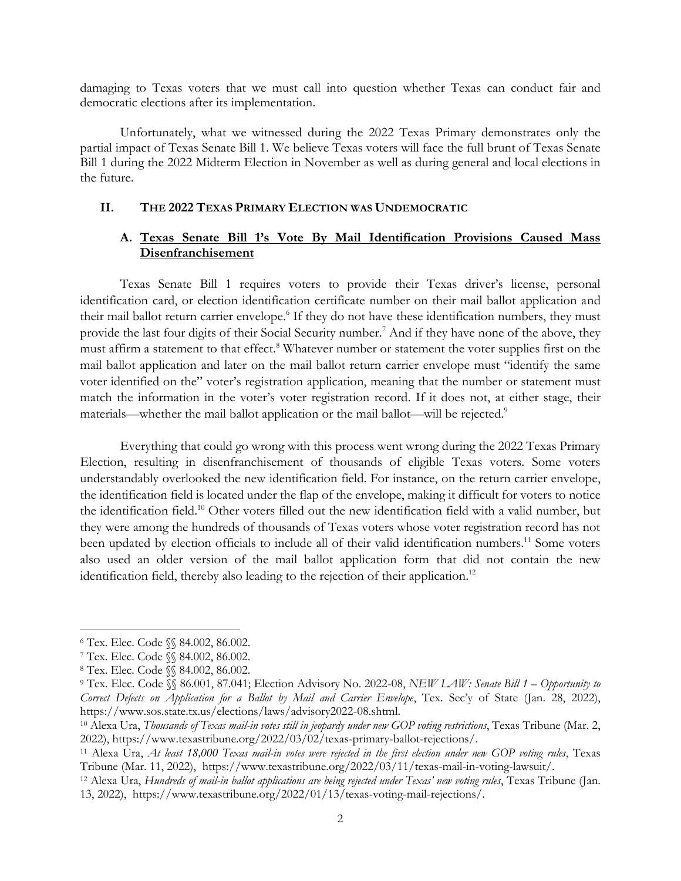damaging to Texas voters that we must call into question whether Texas can conduct fair and democratic elections after its implementation.

Unfortunately, what we witnessed during the 2022 Texas Primary demonstrates only the partial impact of Texas Senate Bill 1. We believe Texas voters will face the full brunt of Texas Senate Bill 1 during the 2022 Midterm Election in November as well as during general and local elections in the future.

## II. THE 2022 TEXAS PRIMARY ELECTION WAS UNDEMOCRATIC

### A. Texas Senate Bill 1's Vote By Mail Identification Provisions Caused Mass Disenfranchisement

Texas Senate Bill 1 requires voters to provide their Texas driver's license, personal identification card, or election identification certificate number on their mail ballot application and their mail ballot return carrier envelope.[6] If they do not have these identification numbers, they must provide the last four digits of their Social Security number.[7] And if they have none of the above, they must affirm a statement to that effect.[8] Whatever number or statement the voter supplies first on the mail ballot application and later on the mail ballot return carrier envelope must "identify the same voter identified on the" voter's registration application, meaning that the number or statement must match the information in the voter's voter registration record. If it does not, at either stage, their materials—whether the mail ballot application or the mail ballot—will be rejected.[9]

Everything that could go wrong with this process went wrong during the 2022 Texas Primary Election, resulting in disenfranchisement of thousands of eligible Texas voters. Some voters understandably overlooked the new identification field. For instance, on the return carrier envelope, the identification field is located under the flap of the envelope, making it difficult for voters to notice the identification field.[10] Other voters filled out the new identification field with a valid number, but they were among the hundreds of thousands of Texas voters whose voter registration record has not been updated by election officials to include all of their valid identification numbers.[11] Some voters also used an older version of the mail ballot application form that did not contain the new identification field, thereby also leading to the rejection of their application.[12]

---

[6] Tex. Elec. Code §§ 84.002, 86.002.

[7] Tex. Elec. Code §§ 84.002, 86.002.

[8] Tex. Elec. Code §§ 84.002, 86.002.

[9] Tex. Elec. Code §§ 86.001, 87.041; Election Advisory No. 2022-08, *NEW LAW: Senate Bill 1 – Opportunity to Correct Defects on Application for a Ballot by Mail and Carrier Envelope*, Tex. Sec'y of State (Jan. 28, 2022), https://www.sos.state.tx.us/elections/laws/advisory2022-08.shtml.

[10] Alexa Ura, *Thousands of Texas mail-in votes still in jeopardy under new GOP voting restrictions*, Texas Tribune (Mar. 2, 2022), https://www.texastribune.org/2022/03/02/texas-primary-ballot-rejections/.

[11] Alexa Ura, *At least 18,000 Texas mail-in votes were rejected in the first election under new GOP voting rules*, Texas Tribune (Mar. 11, 2022), https://www.texastribune.org/2022/03/11/texas-mail-in-voting-lawsuit/.

[12] Alexa Ura, *Hundreds of mail-in ballot applications are being rejected under Texas' new voting rules*, Texas Tribune (Jan. 13, 2022), https://www.texastribune.org/2022/01/13/texas-voting-mail-rejections/.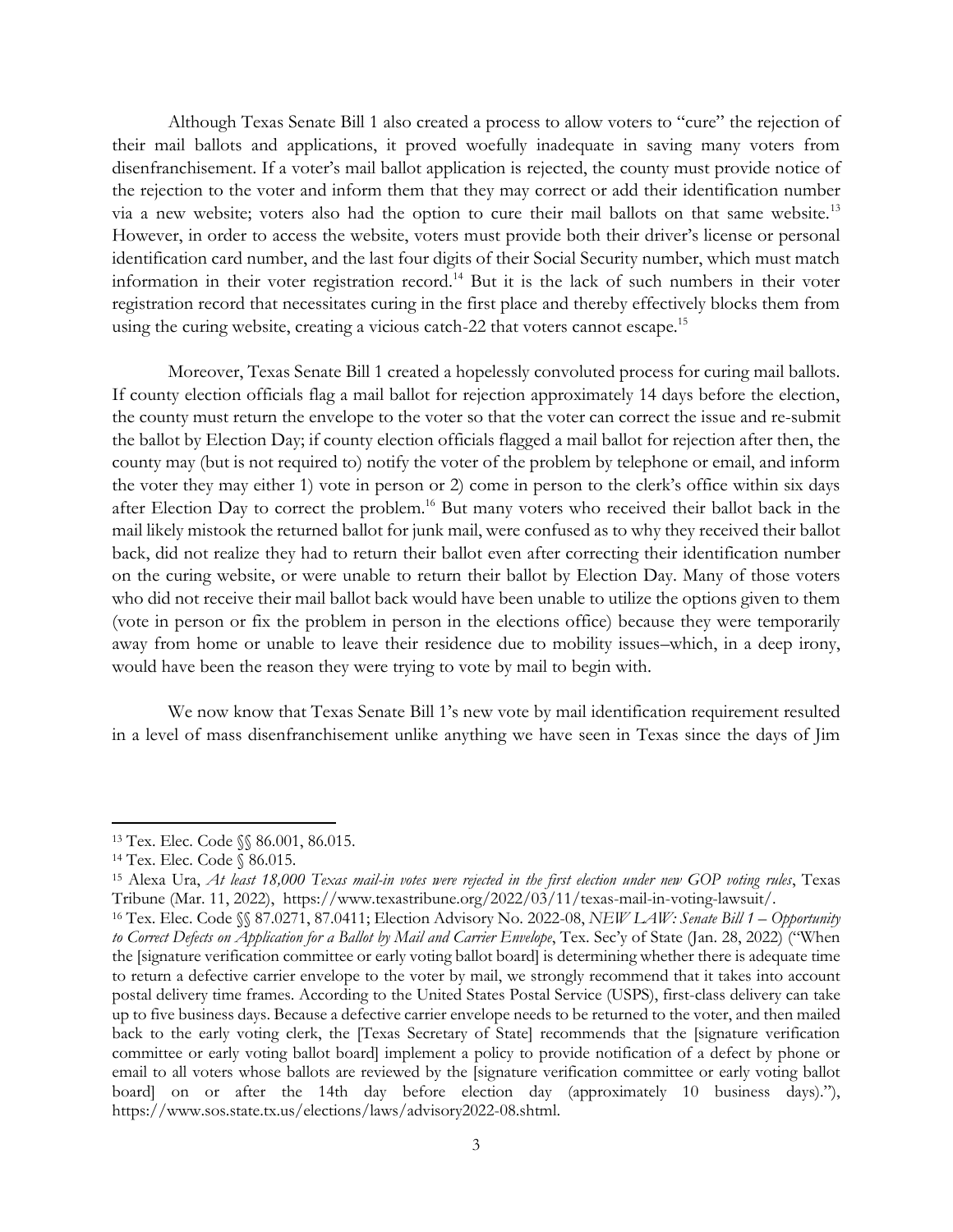Although Texas Senate Bill 1 also created a process to allow voters to "cure" the rejection of their mail ballots and applications, it proved woefully inadequate in saving many voters from disenfranchisement. If a voter's mail ballot application is rejected, the county must provide notice of the rejection to the voter and inform them that they may correct or add their identification number via a new website; voters also had the option to cure their mail ballots on that same website.[13] However, in order to access the website, voters must provide both their driver's license or personal identification card number, and the last four digits of their Social Security number, which must match information in their voter registration record.[14] But it is the lack of such numbers in their voter registration record that necessitates curing in the first place and thereby effectively blocks them from using the curing website, creating a vicious catch-22 that voters cannot escape.[15]

Moreover, Texas Senate Bill 1 created a hopelessly convoluted process for curing mail ballots. If county election officials flag a mail ballot for rejection approximately 14 days before the election, the county must return the envelope to the voter so that the voter can correct the issue and re-submit the ballot by Election Day; if county election officials flagged a mail ballot for rejection after then, the county may (but is not required to) notify the voter of the problem by telephone or email, and inform the voter they may either 1) vote in person or 2) come in person to the clerk's office within six days after Election Day to correct the problem.[16] But many voters who received their ballot back in the mail likely mistook the returned ballot for junk mail, were confused as to why they received their ballot back, did not realize they had to return their ballot even after correcting their identification number on the curing website, or were unable to return their ballot by Election Day. Many of those voters who did not receive their mail ballot back would have been unable to utilize the options given to them (vote in person or fix the problem in person in the elections office) because they were temporarily away from home or unable to leave their residence due to mobility issues–which, in a deep irony, would have been the reason they were trying to vote by mail to begin with.

We now know that Texas Senate Bill 1's new vote by mail identification requirement resulted in a level of mass disenfranchisement unlike anything we have seen in Texas since the days of Jim

---

[13] Tex. Elec. Code §§ 86.001, 86.015.

[14] Tex. Elec. Code § 86.015.

[15] Alexa Ura, *At least 18,000 Texas mail-in votes were rejected in the first election under new GOP voting rules*, Texas Tribune (Mar. 11, 2022), https://www.texastribune.org/2022/03/11/texas-mail-in-voting-lawsuit/.

[16] Tex. Elec. Code §§ 87.0271, 87.0411; Election Advisory No. 2022-08, *NEW LAW: Senate Bill 1 – Opportunity to Correct Defects on Application for a Ballot by Mail and Carrier Envelope*, Tex. Sec'y of State (Jan. 28, 2022) ("When the [signature verification committee or early voting ballot board] is determining whether there is adequate time to return a defective carrier envelope to the voter by mail, we strongly recommend that it takes into account postal delivery time frames. According to the United States Postal Service (USPS), first-class delivery can take up to five business days. Because a defective carrier envelope needs to be returned to the voter, and then mailed back to the early voting clerk, the [Texas Secretary of State] recommends that the [signature verification committee or early voting ballot board] implement a policy to provide notification of a defect by phone or email to all voters whose ballots are reviewed by the [signature verification committee or early voting ballot board] on or after the 14th day before election day (approximately 10 business days)."), https://www.sos.state.tx.us/elections/laws/advisory2022-08.shtml.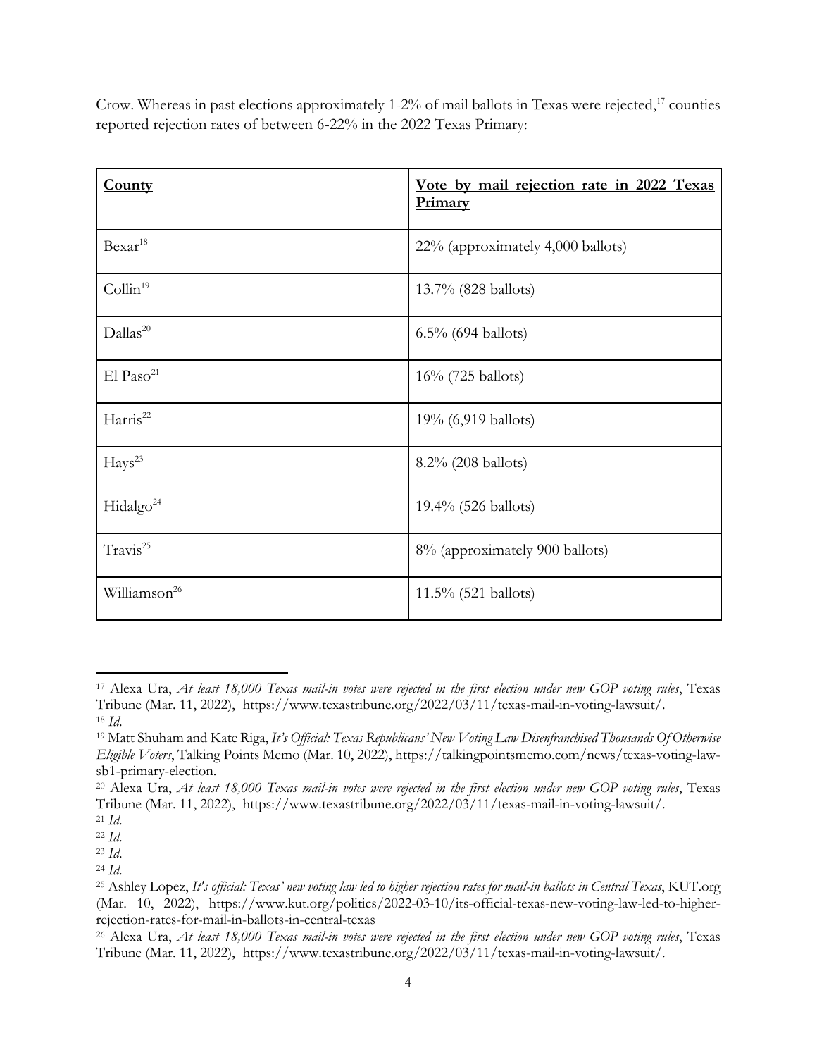Crow. Whereas in past elections approximately 1-2% of mail ballots in Texas were rejected,[17] counties reported rejection rates of between 6-22% in the 2022 Texas Primary:

| **County** | **Vote by mail rejection rate in 2022 Texas Primary** |
|---|---|
| Bexar[18] | 22% (approximately 4,000 ballots) |
| Collin[19] | 13.7% (828 ballots) |
| Dallas[20] | 6.5% (694 ballots) |
| El Paso[21] | 16% (725 ballots) |
| Harris[22] | 19% (6,919 ballots) |
| Hays[23] | 8.2% (208 ballots) |
| Hidalgo[24] | 19.4% (526 ballots) |
| Travis[25] | 8% (approximately 900 ballots) |
| Williamson[26] | 11.5% (521 ballots) |

---

[17] Alexa Ura, *At least 18,000 Texas mail-in votes were rejected in the first election under new GOP voting rules*, Texas Tribune (Mar. 11, 2022), https://www.texastribune.org/2022/03/11/texas-mail-in-voting-lawsuit/.

[18] *Id.*

[19] Matt Shuham and Kate Riga, *It's Official: Texas Republicans' New Voting Law Disenfranchised Thousands Of Otherwise Eligible Voters*, Talking Points Memo (Mar. 10, 2022), https://talkingpointsmemo.com/news/texas-voting-law-sb1-primary-election.

[20] Alexa Ura, *At least 18,000 Texas mail-in votes were rejected in the first election under new GOP voting rules*, Texas Tribune (Mar. 11, 2022), https://www.texastribune.org/2022/03/11/texas-mail-in-voting-lawsuit/.

[21] *Id.*

[22] *Id.*

[23] *Id.*

[24] *Id.*

[25] Ashley Lopez, *It's official: Texas' new voting law led to higher rejection rates for mail-in ballots in Central Texas*, KUT.org (Mar. 10, 2022), https://www.kut.org/politics/2022-03-10/its-official-texas-new-voting-law-led-to-higher-rejection-rates-for-mail-in-ballots-in-central-texas

[26] Alexa Ura, *At least 18,000 Texas mail-in votes were rejected in the first election under new GOP voting rules*, Texas Tribune (Mar. 11, 2022), https://www.texastribune.org/2022/03/11/texas-mail-in-voting-lawsuit/.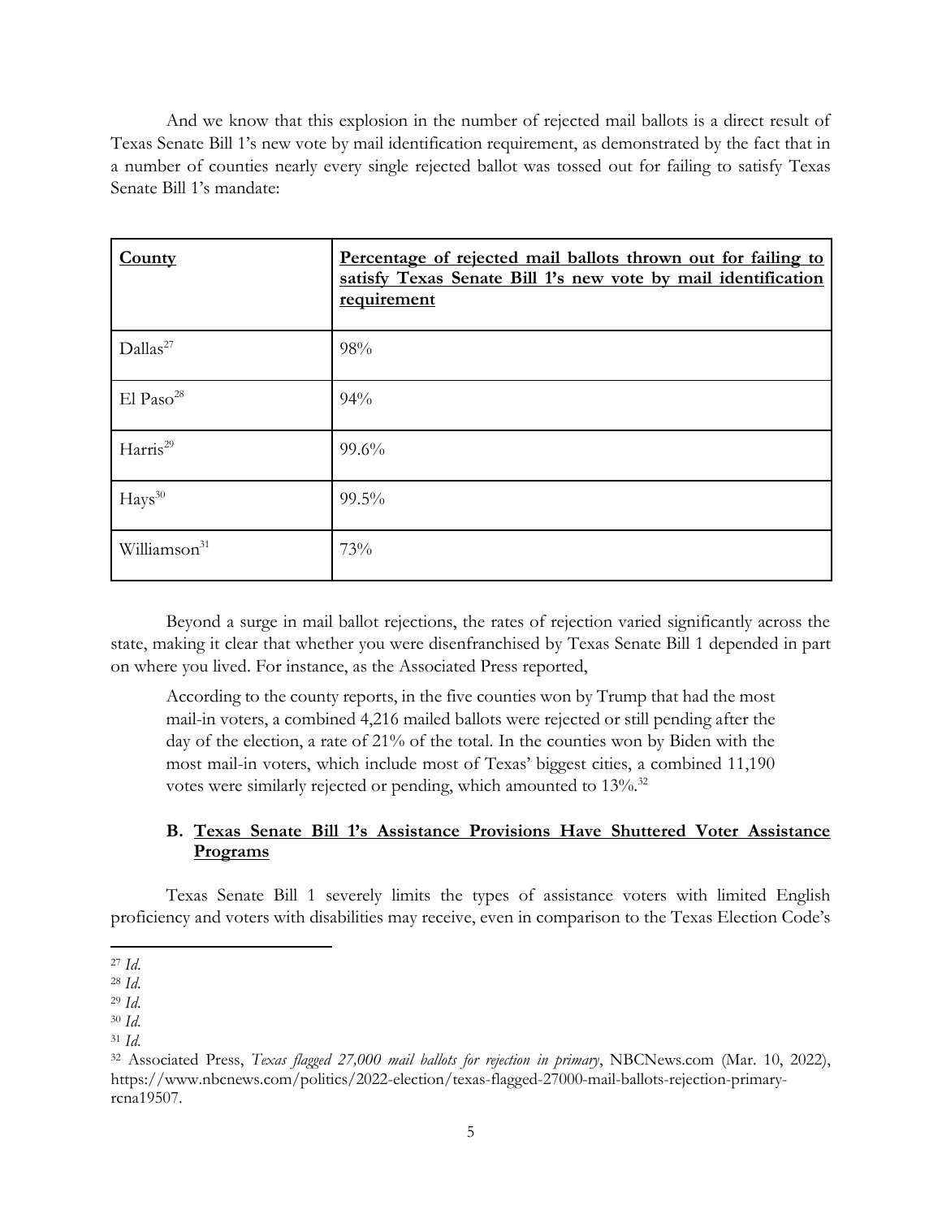And we know that this explosion in the number of rejected mail ballots is a direct result of Texas Senate Bill 1's new vote by mail identification requirement, as demonstrated by the fact that in a number of counties nearly every single rejected ballot was tossed out for failing to satisfy Texas Senate Bill 1's mandate:

| **County** | **Percentage of rejected mail ballots thrown out for failing to satisfy Texas Senate Bill 1's new vote by mail identification requirement** |
|---|---|
| Dallas[27] | 98% |
| El Paso[28] | 94% |
| Harris[29] | 99.6% |
| Hays[30] | 99.5% |
| Williamson[31] | 73% |

Beyond a surge in mail ballot rejections, the rates of rejection varied significantly across the state, making it clear that whether you were disenfranchised by Texas Senate Bill 1 depended in part on where you lived. For instance, as the Associated Press reported,

> According to the county reports, in the five counties won by Trump that had the most mail-in voters, a combined 4,216 mailed ballots were rejected or still pending after the day of the election, a rate of 21% of the total. In the counties won by Biden with the most mail-in voters, which include most of Texas' biggest cities, a combined 11,190 votes were similarly rejected or pending, which amounted to 13%.[32]

### B. Texas Senate Bill 1's Assistance Provisions Have Shuttered Voter Assistance Programs

Texas Senate Bill 1 severely limits the types of assistance voters with limited English proficiency and voters with disabilities may receive, even in comparison to the Texas Election Code's

---

[27] *Id.*

[28] *Id.*

[29] *Id.*

[30] *Id.*

[31] *Id.*

[32] Associated Press, *Texas flagged 27,000 mail ballots for rejection in primary*, NBCNews.com (Mar. 10, 2022), https://www.nbcnews.com/politics/2022-election/texas-flagged-27000-mail-ballots-rejection-primary-rcna19507.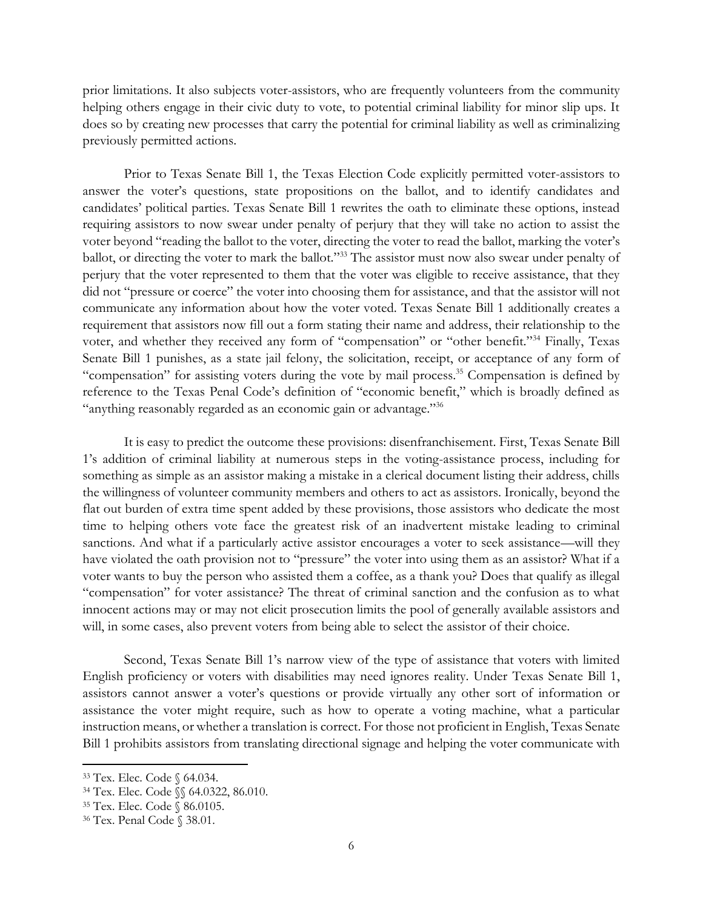prior limitations. It also subjects voter-assistors, who are frequently volunteers from the community helping others engage in their civic duty to vote, to potential criminal liability for minor slip ups. It does so by creating new processes that carry the potential for criminal liability as well as criminalizing previously permitted actions.

Prior to Texas Senate Bill 1, the Texas Election Code explicitly permitted voter-assistors to answer the voter's questions, state propositions on the ballot, and to identify candidates and candidates' political parties. Texas Senate Bill 1 rewrites the oath to eliminate these options, instead requiring assistors to now swear under penalty of perjury that they will take no action to assist the voter beyond "reading the ballot to the voter, directing the voter to read the ballot, marking the voter's ballot, or directing the voter to mark the ballot."[33] The assistor must now also swear under penalty of perjury that the voter represented to them that the voter was eligible to receive assistance, that they did not "pressure or coerce" the voter into choosing them for assistance, and that the assistor will not communicate any information about how the voter voted. Texas Senate Bill 1 additionally creates a requirement that assistors now fill out a form stating their name and address, their relationship to the voter, and whether they received any form of "compensation" or "other benefit."[34] Finally, Texas Senate Bill 1 punishes, as a state jail felony, the solicitation, receipt, or acceptance of any form of "compensation" for assisting voters during the vote by mail process.[35] Compensation is defined by reference to the Texas Penal Code's definition of "economic benefit," which is broadly defined as "anything reasonably regarded as an economic gain or advantage."[36]

It is easy to predict the outcome these provisions: disenfranchisement. First, Texas Senate Bill 1's addition of criminal liability at numerous steps in the voting-assistance process, including for something as simple as an assistor making a mistake in a clerical document listing their address, chills the willingness of volunteer community members and others to act as assistors. Ironically, beyond the flat out burden of extra time spent added by these provisions, those assistors who dedicate the most time to helping others vote face the greatest risk of an inadvertent mistake leading to criminal sanctions. And what if a particularly active assistor encourages a voter to seek assistance—will they have violated the oath provision not to "pressure" the voter into using them as an assistor? What if a voter wants to buy the person who assisted them a coffee, as a thank you? Does that qualify as illegal "compensation" for voter assistance? The threat of criminal sanction and the confusion as to what innocent actions may or may not elicit prosecution limits the pool of generally available assistors and will, in some cases, also prevent voters from being able to select the assistor of their choice.

Second, Texas Senate Bill 1's narrow view of the type of assistance that voters with limited English proficiency or voters with disabilities may need ignores reality. Under Texas Senate Bill 1, assistors cannot answer a voter's questions or provide virtually any other sort of information or assistance the voter might require, such as how to operate a voting machine, what a particular instruction means, or whether a translation is correct. For those not proficient in English, Texas Senate Bill 1 prohibits assistors from translating directional signage and helping the voter communicate with

---

[33] Tex. Elec. Code § 64.034.

[34] Tex. Elec. Code §§ 64.0322, 86.010.

[35] Tex. Elec. Code § 86.0105.

[36] Tex. Penal Code § 38.01.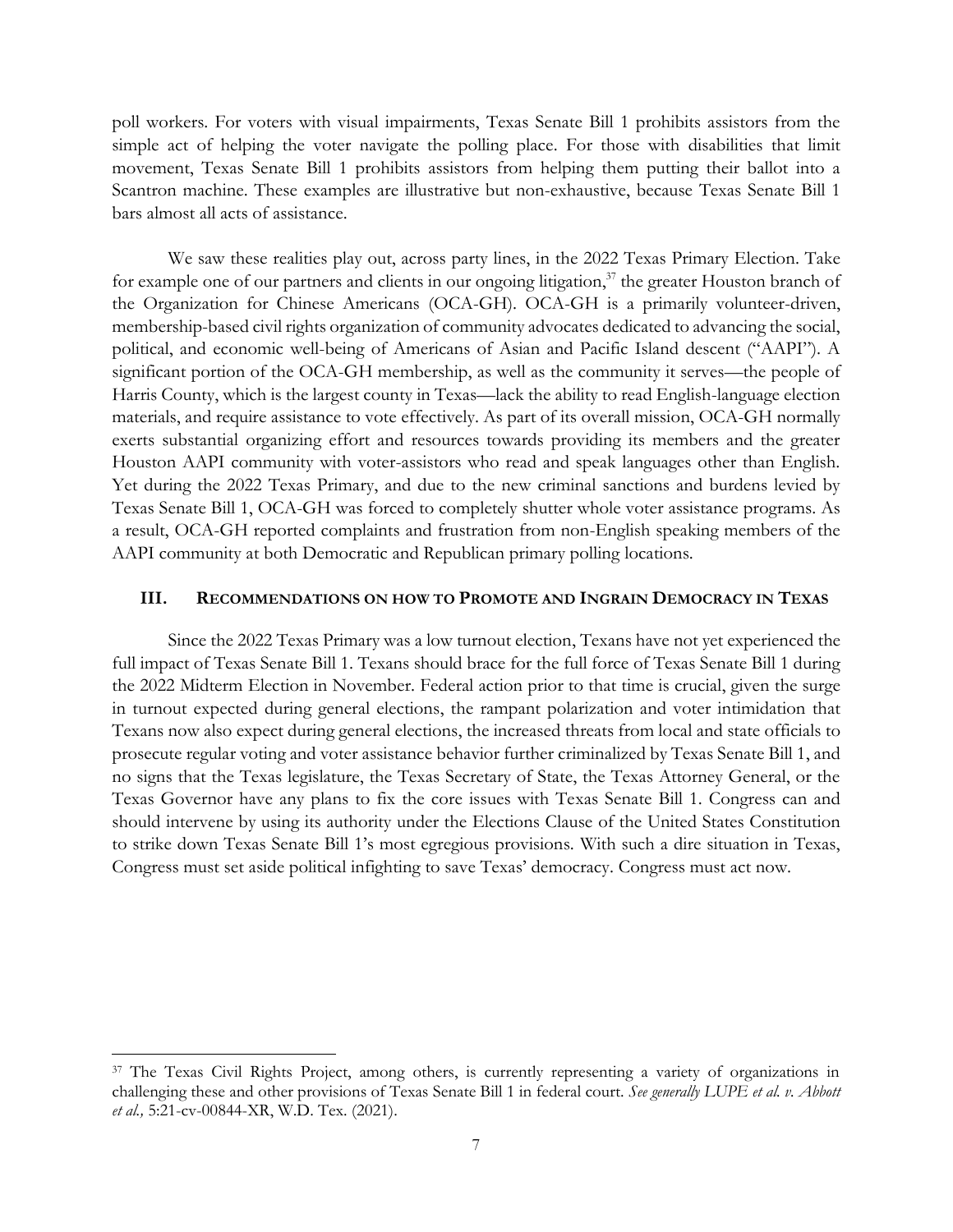poll workers. For voters with visual impairments, Texas Senate Bill 1 prohibits assistors from the simple act of helping the voter navigate the polling place. For those with disabilities that limit movement, Texas Senate Bill 1 prohibits assistors from helping them putting their ballot into a Scantron machine. These examples are illustrative but non-exhaustive, because Texas Senate Bill 1 bars almost all acts of assistance.

We saw these realities play out, across party lines, in the 2022 Texas Primary Election. Take for example one of our partners and clients in our ongoing litigation,[37] the greater Houston branch of the Organization for Chinese Americans (OCA-GH). OCA-GH is a primarily volunteer-driven, membership-based civil rights organization of community advocates dedicated to advancing the social, political, and economic well-being of Americans of Asian and Pacific Island descent ("AAPI"). A significant portion of the OCA-GH membership, as well as the community it serves—the people of Harris County, which is the largest county in Texas—lack the ability to read English-language election materials, and require assistance to vote effectively. As part of its overall mission, OCA-GH normally exerts substantial organizing effort and resources towards providing its members and the greater Houston AAPI community with voter-assistors who read and speak languages other than English. Yet during the 2022 Texas Primary, and due to the new criminal sanctions and burdens levied by Texas Senate Bill 1, OCA-GH was forced to completely shutter whole voter assistance programs. As a result, OCA-GH reported complaints and frustration from non-English speaking members of the AAPI community at both Democratic and Republican primary polling locations.

## III. Recommendations on how to Promote and Ingrain Democracy in Texas

Since the 2022 Texas Primary was a low turnout election, Texans have not yet experienced the full impact of Texas Senate Bill 1. Texans should brace for the full force of Texas Senate Bill 1 during the 2022 Midterm Election in November. Federal action prior to that time is crucial, given the surge in turnout expected during general elections, the rampant polarization and voter intimidation that Texans now also expect during general elections, the increased threats from local and state officials to prosecute regular voting and voter assistance behavior further criminalized by Texas Senate Bill 1, and no signs that the Texas legislature, the Texas Secretary of State, the Texas Attorney General, or the Texas Governor have any plans to fix the core issues with Texas Senate Bill 1. Congress can and should intervene by using its authority under the Elections Clause of the United States Constitution to strike down Texas Senate Bill 1's most egregious provisions. With such a dire situation in Texas, Congress must set aside political infighting to save Texas' democracy. Congress must act now.

---

[37] The Texas Civil Rights Project, among others, is currently representing a variety of organizations in challenging these and other provisions of Texas Senate Bill 1 in federal court. *See generally LUPE et al. v. Abbott et al.,* 5:21-cv-00844-XR, W.D. Tex. (2021).